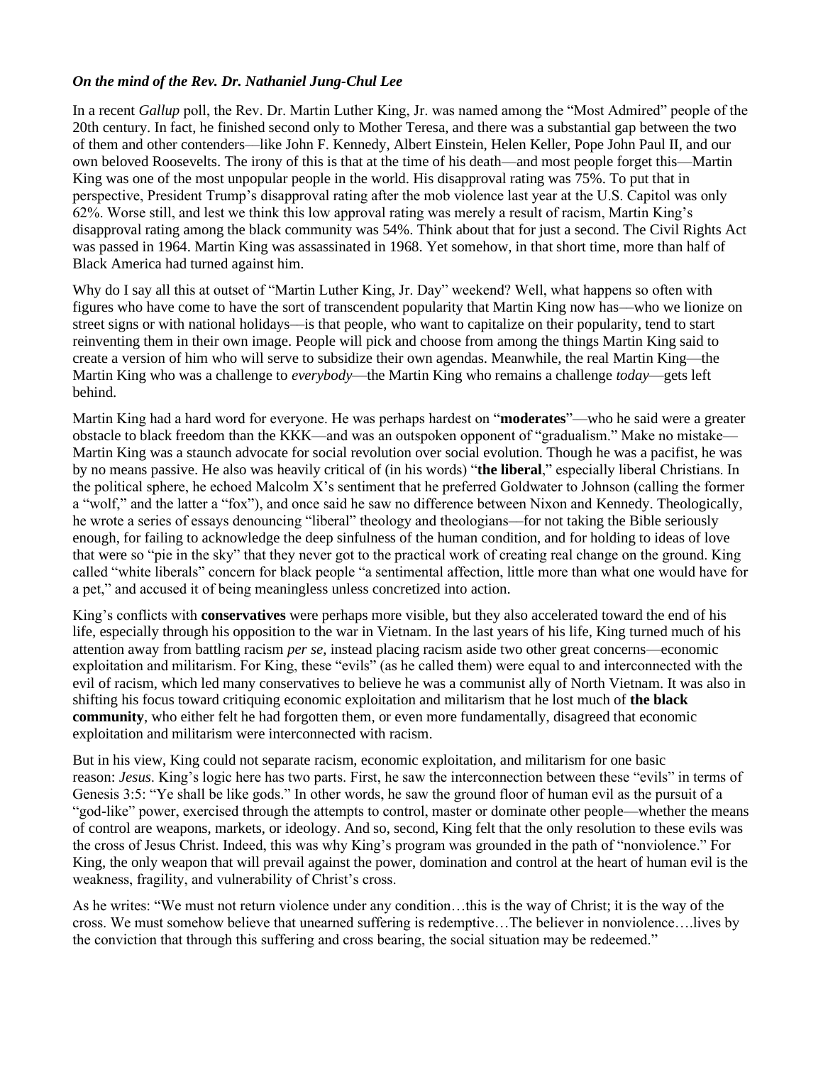***On the mind of the Rev. Dr. Nathaniel Jung-Chul Lee***

In a recent *Gallup* poll, the Rev. Dr. Martin Luther King, Jr. was named among the "Most Admired" people of the 20th century. In fact, he finished second only to Mother Teresa, and there was a substantial gap between the two of them and other contenders—like John F. Kennedy, Albert Einstein, Helen Keller, Pope John Paul II, and our own beloved Roosevelts. The irony of this is that at the time of his death—and most people forget this—Martin King was one of the most unpopular people in the world. His disapproval rating was 75%. To put that in perspective, President Trump's disapproval rating after the mob violence last year at the U.S. Capitol was only 62%. Worse still, and lest we think this low approval rating was merely a result of racism, Martin King's disapproval rating among the black community was 54%. Think about that for just a second. The Civil Rights Act was passed in 1964. Martin King was assassinated in 1968. Yet somehow, in that short time, more than half of Black America had turned against him.

Why do I say all this at outset of "Martin Luther King, Jr. Day" weekend? Well, what happens so often with figures who have come to have the sort of transcendent popularity that Martin King now has—who we lionize on street signs or with national holidays—is that people, who want to capitalize on their popularity, tend to start reinventing them in their own image. People will pick and choose from among the things Martin King said to create a version of him who will serve to subsidize their own agendas. Meanwhile, the real Martin King—the Martin King who was a challenge to *everybody*—the Martin King who remains a challenge *today*—gets left behind.

Martin King had a hard word for everyone. He was perhaps hardest on "**moderates**"—who he said were a greater obstacle to black freedom than the KKK—and was an outspoken opponent of "gradualism." Make no mistake—Martin King was a staunch advocate for social revolution over social evolution. Though he was a pacifist, he was by no means passive. He also was heavily critical of (in his words) "**the liberal**," especially liberal Christians. In the political sphere, he echoed Malcolm X's sentiment that he preferred Goldwater to Johnson (calling the former a "wolf," and the latter a "fox"), and once said he saw no difference between Nixon and Kennedy. Theologically, he wrote a series of essays denouncing "liberal" theology and theologians—for not taking the Bible seriously enough, for failing to acknowledge the deep sinfulness of the human condition, and for holding to ideas of love that were so "pie in the sky" that they never got to the practical work of creating real change on the ground. King called "white liberals" concern for black people "a sentimental affection, little more than what one would have for a pet," and accused it of being meaningless unless concretized into action.

King's conflicts with **conservatives** were perhaps more visible, but they also accelerated toward the end of his life, especially through his opposition to the war in Vietnam. In the last years of his life, King turned much of his attention away from battling racism *per se*, instead placing racism aside two other great concerns—economic exploitation and militarism. For King, these "evils" (as he called them) were equal to and interconnected with the evil of racism, which led many conservatives to believe he was a communist ally of North Vietnam. It was also in shifting his focus toward critiquing economic exploitation and militarism that he lost much of **the black community**, who either felt he had forgotten them, or even more fundamentally, disagreed that economic exploitation and militarism were interconnected with racism.

But in his view, King could not separate racism, economic exploitation, and militarism for one basic reason: *Jesus*. King's logic here has two parts. First, he saw the interconnection between these "evils" in terms of Genesis 3:5: "Ye shall be like gods." In other words, he saw the ground floor of human evil as the pursuit of a "god-like" power, exercised through the attempts to control, master or dominate other people—whether the means of control are weapons, markets, or ideology. And so, second, King felt that the only resolution to these evils was the cross of Jesus Christ. Indeed, this was why King's program was grounded in the path of "nonviolence." For King, the only weapon that will prevail against the power, domination and control at the heart of human evil is the weakness, fragility, and vulnerability of Christ's cross.

As he writes: "We must not return violence under any condition…this is the way of Christ; it is the way of the cross. We must somehow believe that unearned suffering is redemptive…The believer in nonviolence….lives by the conviction that through this suffering and cross bearing, the social situation may be redeemed."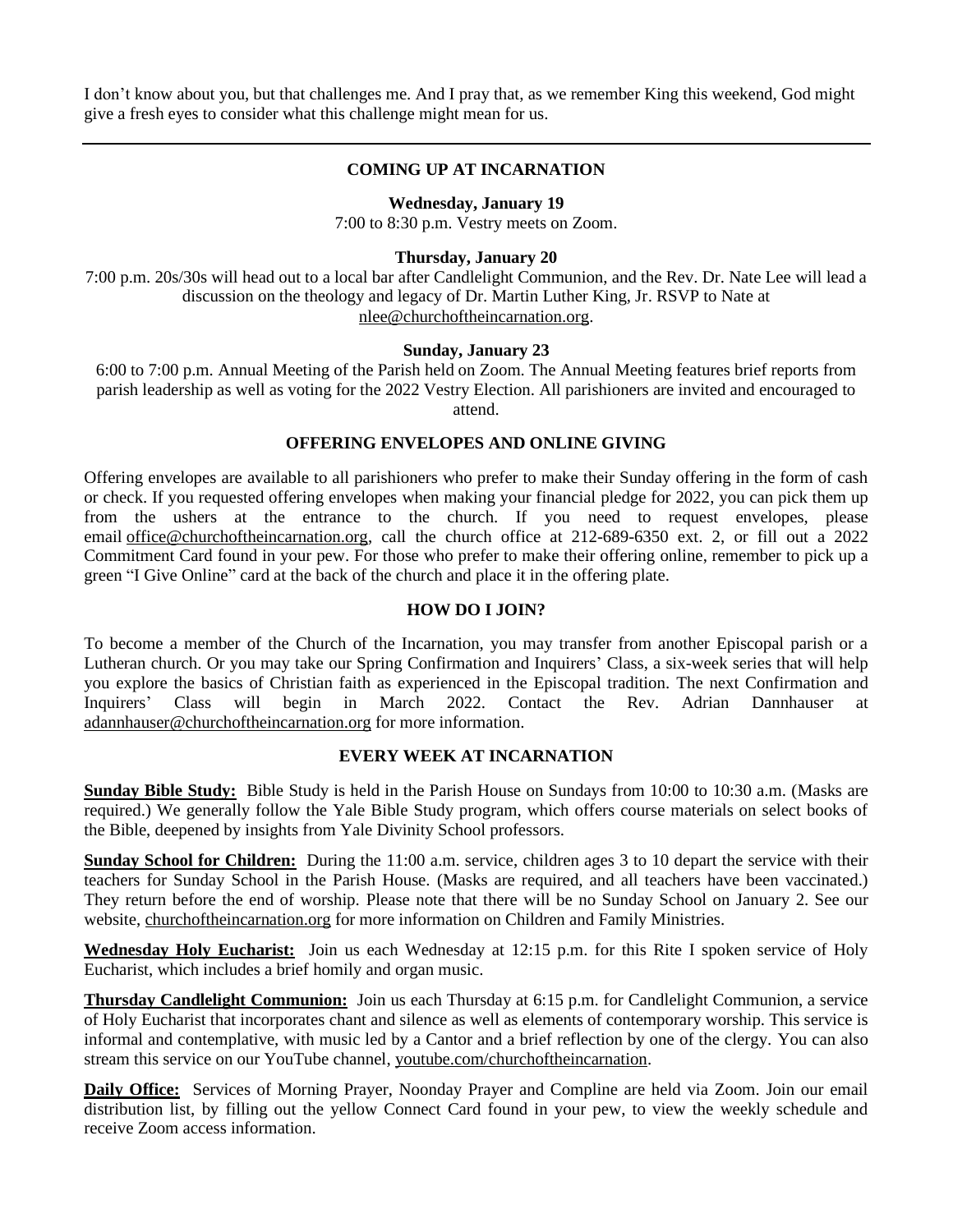I don't know about you, but that challenges me. And I pray that, as we remember King this weekend, God might give a fresh eyes to consider what this challenge might mean for us.

---

## COMING UP AT INCARNATION

**Wednesday, January 19**

7:00 to 8:30 p.m. Vestry meets on Zoom.

**Thursday, January 20**

7:00 p.m. 20s/30s will head out to a local bar after Candlelight Communion, and the Rev. Dr. Nate Lee will lead a discussion on the theology and legacy of Dr. Martin Luther King, Jr. RSVP to Nate at nlee@churchoftheincarnation.org.

**Sunday, January 23**

6:00 to 7:00 p.m. Annual Meeting of the Parish held on Zoom. The Annual Meeting features brief reports from parish leadership as well as voting for the 2022 Vestry Election. All parishioners are invited and encouraged to attend.

## OFFERING ENVELOPES AND ONLINE GIVING

Offering envelopes are available to all parishioners who prefer to make their Sunday offering in the form of cash or check. If you requested offering envelopes when making your financial pledge for 2022, you can pick them up from the ushers at the entrance to the church. If you need to request envelopes, please email office@churchoftheincarnation.org, call the church office at 212-689-6350 ext. 2, or fill out a 2022 Commitment Card found in your pew. For those who prefer to make their offering online, remember to pick up a green "I Give Online" card at the back of the church and place it in the offering plate.

## HOW DO I JOIN?

To become a member of the Church of the Incarnation, you may transfer from another Episcopal parish or a Lutheran church. Or you may take our Spring Confirmation and Inquirers' Class, a six-week series that will help you explore the basics of Christian faith as experienced in the Episcopal tradition. The next Confirmation and Inquirers' Class will begin in March 2022. Contact the Rev. Adrian Dannhauser at adannhauser@churchoftheincarnation.org for more information.

## EVERY WEEK AT INCARNATION

**Sunday Bible Study:** Bible Study is held in the Parish House on Sundays from 10:00 to 10:30 a.m. (Masks are required.) We generally follow the Yale Bible Study program, which offers course materials on select books of the Bible, deepened by insights from Yale Divinity School professors.

**Sunday School for Children:** During the 11:00 a.m. service, children ages 3 to 10 depart the service with their teachers for Sunday School in the Parish House. (Masks are required, and all teachers have been vaccinated.) They return before the end of worship. Please note that there will be no Sunday School on January 2. See our website, churchoftheincarnation.org for more information on Children and Family Ministries.

**Wednesday Holy Eucharist:** Join us each Wednesday at 12:15 p.m. for this Rite I spoken service of Holy Eucharist, which includes a brief homily and organ music.

**Thursday Candlelight Communion:** Join us each Thursday at 6:15 p.m. for Candlelight Communion, a service of Holy Eucharist that incorporates chant and silence as well as elements of contemporary worship. This service is informal and contemplative, with music led by a Cantor and a brief reflection by one of the clergy. You can also stream this service on our YouTube channel, youtube.com/churchoftheincarnation.

**Daily Office:** Services of Morning Prayer, Noonday Prayer and Compline are held via Zoom. Join our email distribution list, by filling out the yellow Connect Card found in your pew, to view the weekly schedule and receive Zoom access information.